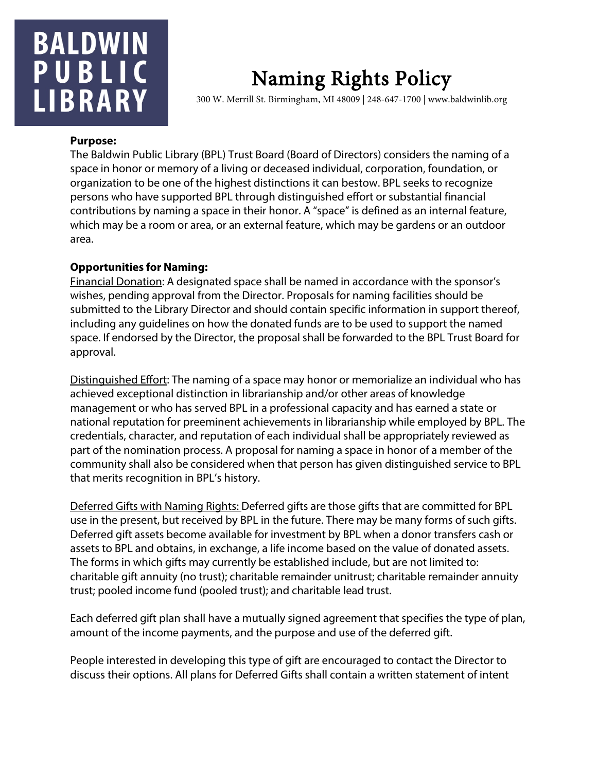BALDWIN PUBLIC LIBRARY

# Naming Rights Policy

300 W. Merrill St. Birmingham, MI 48009 | 248-647-1700 | www.baldwinlib.org

**Purpose:**

The Baldwin Public Library (BPL) Trust Board (Board of Directors) considers the naming of a space in honor or memory of a living or deceased individual, corporation, foundation, or organization to be one of the highest distinctions it can bestow. BPL seeks to recognize persons who have supported BPL through distinguished effort or substantial financial contributions by naming a space in their honor. A "space" is defined as an internal feature, which may be a room or area, or an external feature, which may be gardens or an outdoor area.

**Opportunities for Naming:**

Financial Donation: A designated space shall be named in accordance with the sponsor's wishes, pending approval from the Director. Proposals for naming facilities should be submitted to the Library Director and should contain specific information in support thereof, including any guidelines on how the donated funds are to be used to support the named space. If endorsed by the Director, the proposal shall be forwarded to the BPL Trust Board for approval.

Distinguished Effort: The naming of a space may honor or memorialize an individual who has achieved exceptional distinction in librarianship and/or other areas of knowledge management or who has served BPL in a professional capacity and has earned a state or national reputation for preeminent achievements in librarianship while employed by BPL. The credentials, character, and reputation of each individual shall be appropriately reviewed as part of the nomination process. A proposal for naming a space in honor of a member of the community shall also be considered when that person has given distinguished service to BPL that merits recognition in BPL's history.

Deferred Gifts with Naming Rights: Deferred gifts are those gifts that are committed for BPL use in the present, but received by BPL in the future. There may be many forms of such gifts. Deferred gift assets become available for investment by BPL when a donor transfers cash or assets to BPL and obtains, in exchange, a life income based on the value of donated assets. The forms in which gifts may currently be established include, but are not limited to: charitable gift annuity (no trust); charitable remainder unitrust; charitable remainder annuity trust; pooled income fund (pooled trust); and charitable lead trust.

Each deferred gift plan shall have a mutually signed agreement that specifies the type of plan, amount of the income payments, and the purpose and use of the deferred gift.

People interested in developing this type of gift are encouraged to contact the Director to discuss their options. All plans for Deferred Gifts shall contain a written statement of intent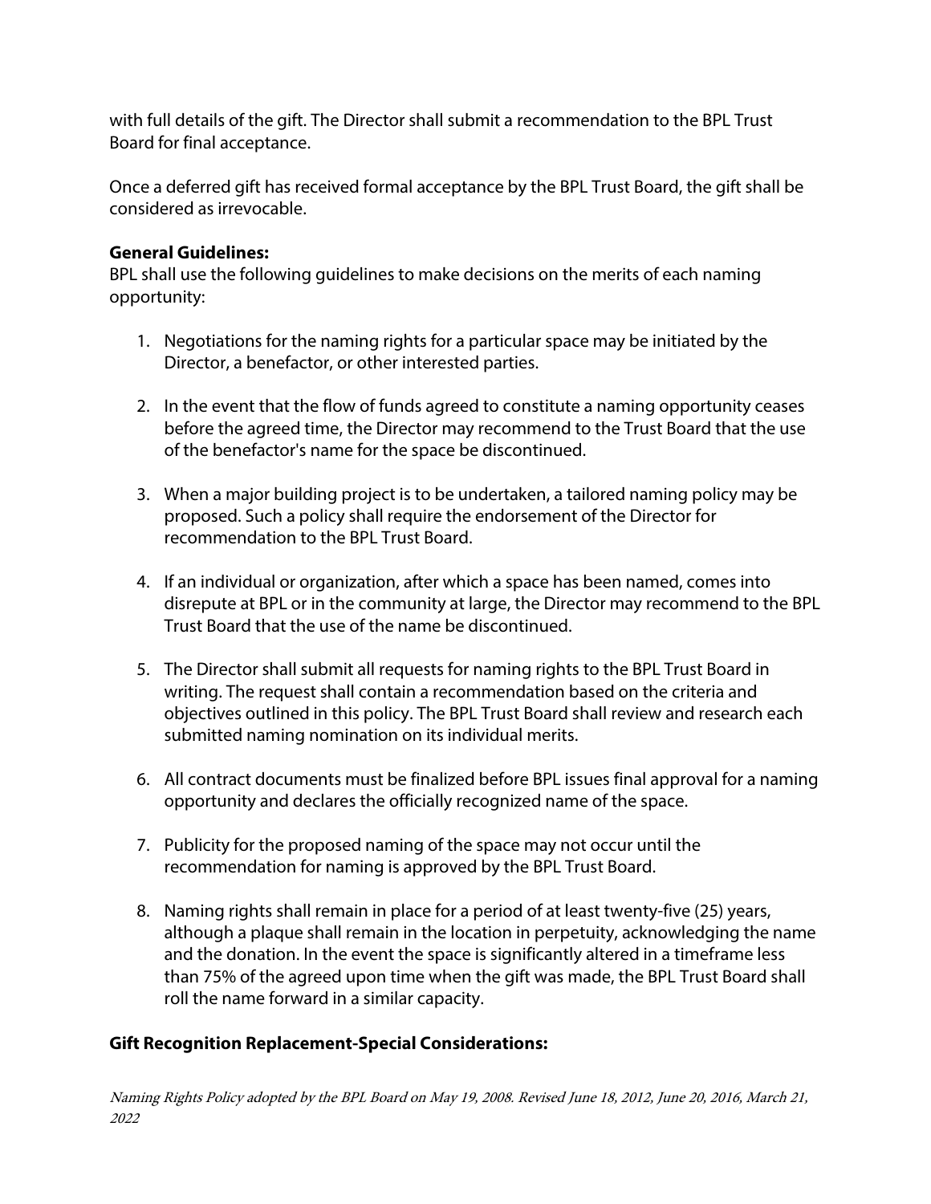with full details of the gift. The Director shall submit a recommendation to the BPL Trust Board for final acceptance.

Once a deferred gift has received formal acceptance by the BPL Trust Board, the gift shall be considered as irrevocable.

**General Guidelines:**
BPL shall use the following guidelines to make decisions on the merits of each naming opportunity:

1. Negotiations for the naming rights for a particular space may be initiated by the Director, a benefactor, or other interested parties.

2. In the event that the flow of funds agreed to constitute a naming opportunity ceases before the agreed time, the Director may recommend to the Trust Board that the use of the benefactor's name for the space be discontinued.

3. When a major building project is to be undertaken, a tailored naming policy may be proposed. Such a policy shall require the endorsement of the Director for recommendation to the BPL Trust Board.

4. If an individual or organization, after which a space has been named, comes into disrepute at BPL or in the community at large, the Director may recommend to the BPL Trust Board that the use of the name be discontinued.

5. The Director shall submit all requests for naming rights to the BPL Trust Board in writing. The request shall contain a recommendation based on the criteria and objectives outlined in this policy. The BPL Trust Board shall review and research each submitted naming nomination on its individual merits.

6. All contract documents must be finalized before BPL issues final approval for a naming opportunity and declares the officially recognized name of the space.

7. Publicity for the proposed naming of the space may not occur until the recommendation for naming is approved by the BPL Trust Board.

8. Naming rights shall remain in place for a period of at least twenty-five (25) years, although a plaque shall remain in the location in perpetuity, acknowledging the name and the donation. In the event the space is significantly altered in a timeframe less than 75% of the agreed upon time when the gift was made, the BPL Trust Board shall roll the name forward in a similar capacity.

**Gift Recognition Replacement-Special Considerations:**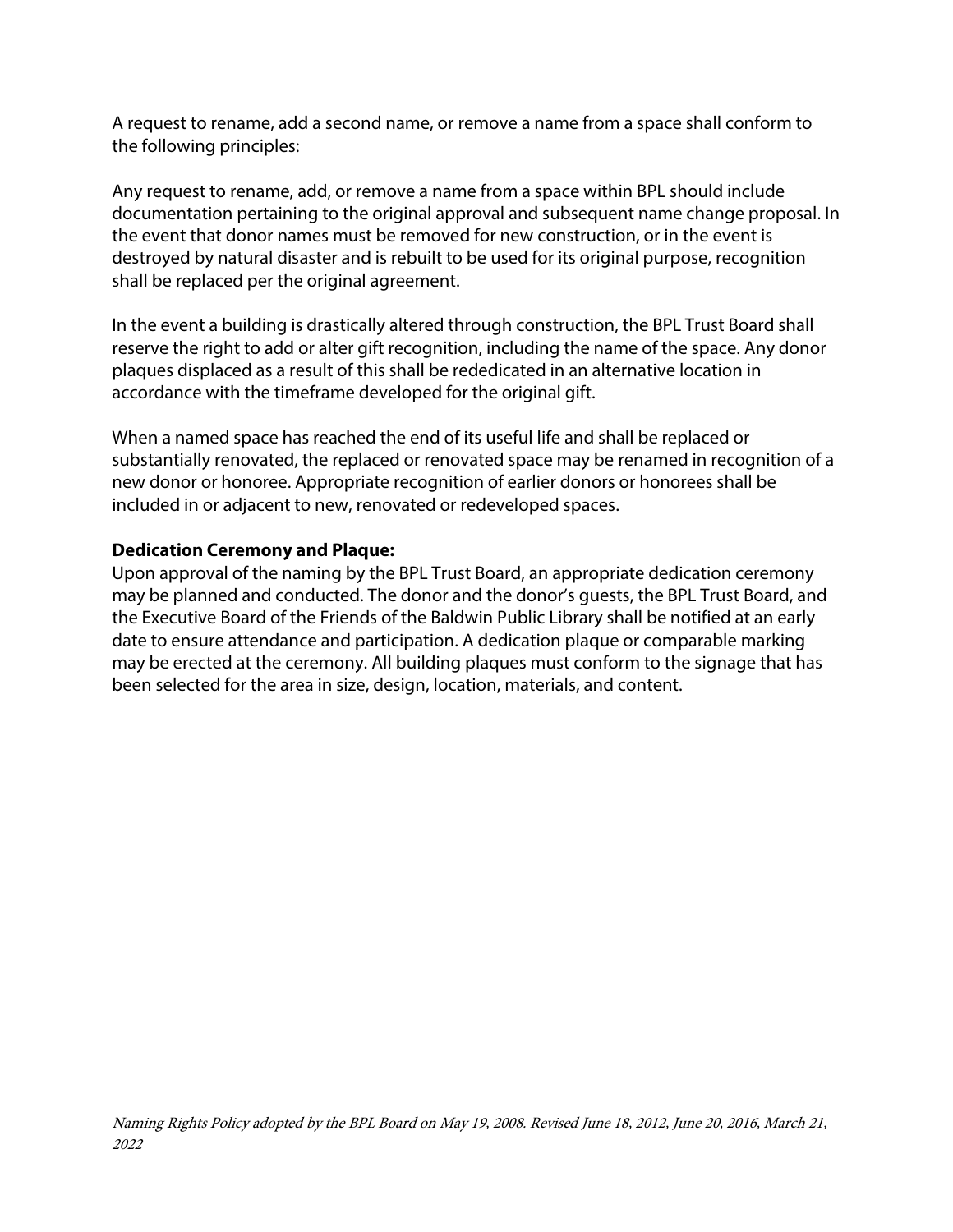A request to rename, add a second name, or remove a name from a space shall conform to the following principles:

Any request to rename, add, or remove a name from a space within BPL should include documentation pertaining to the original approval and subsequent name change proposal. In the event that donor names must be removed for new construction, or in the event is destroyed by natural disaster and is rebuilt to be used for its original purpose, recognition shall be replaced per the original agreement.

In the event a building is drastically altered through construction, the BPL Trust Board shall reserve the right to add or alter gift recognition, including the name of the space. Any donor plaques displaced as a result of this shall be rededicated in an alternative location in accordance with the timeframe developed for the original gift.

When a named space has reached the end of its useful life and shall be replaced or substantially renovated, the replaced or renovated space may be renamed in recognition of a new donor or honoree. Appropriate recognition of earlier donors or honorees shall be included in or adjacent to new, renovated or redeveloped spaces.

**Dedication Ceremony and Plaque:**
Upon approval of the naming by the BPL Trust Board, an appropriate dedication ceremony may be planned and conducted. The donor and the donor's guests, the BPL Trust Board, and the Executive Board of the Friends of the Baldwin Public Library shall be notified at an early date to ensure attendance and participation. A dedication plaque or comparable marking may be erected at the ceremony. All building plaques must conform to the signage that has been selected for the area in size, design, location, materials, and content.

*Naming Rights Policy adopted by the BPL Board on May 19, 2008. Revised June 18, 2012, June 20, 2016, March 21, 2022*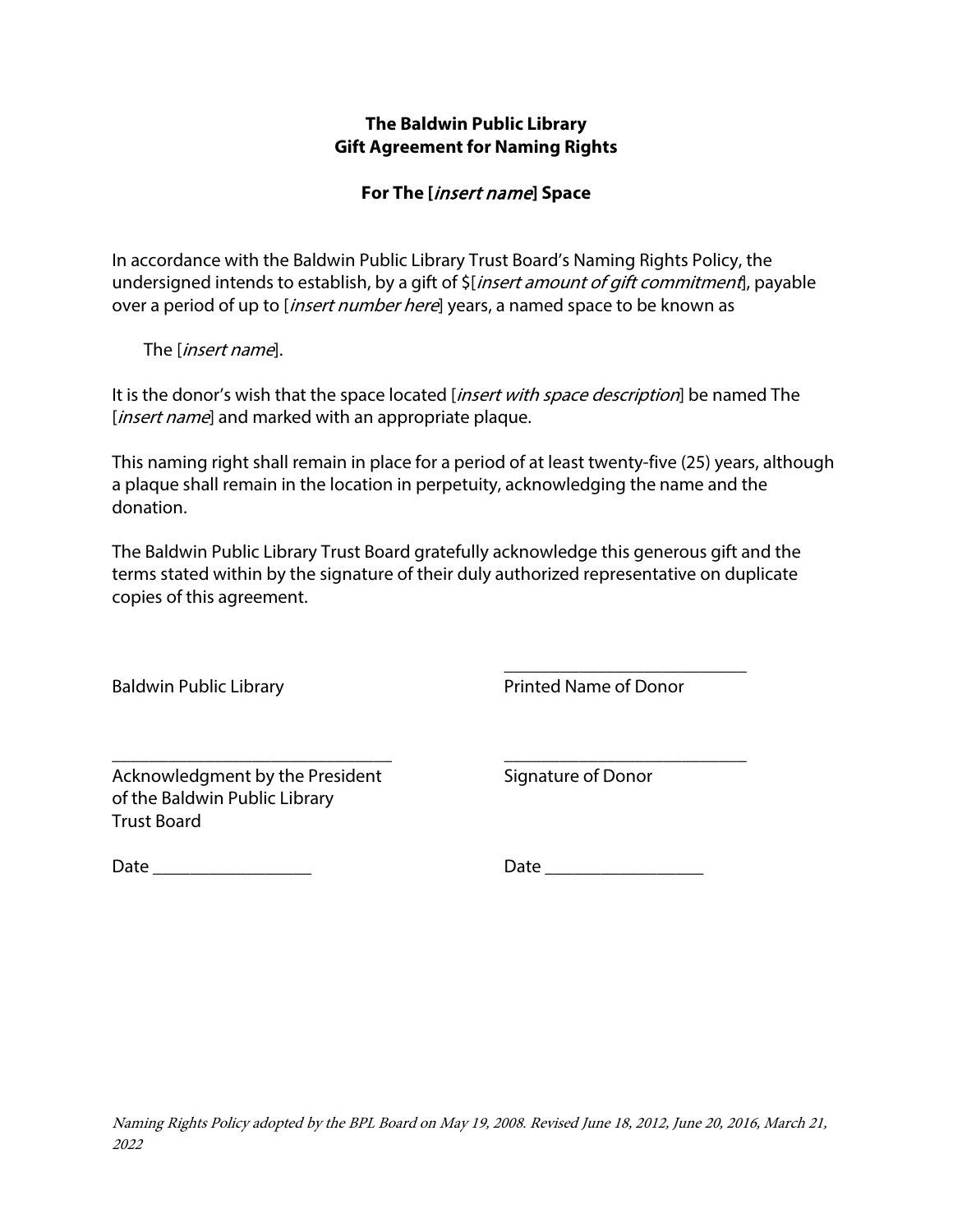**The Baldwin Public Library**
**Gift Agreement for Naming Rights**

**For The [*insert name*] Space**

In accordance with the Baldwin Public Library Trust Board's Naming Rights Policy, the undersigned intends to establish, by a gift of $[*insert amount of gift commitment*], payable over a period of up to [*insert number here*] years, a named space to be known as

The [*insert name*].

It is the donor's wish that the space located [*insert with space description*] be named The [*insert name*] and marked with an appropriate plaque.

This naming right shall remain in place for a period of at least twenty-five (25) years, although a plaque shall remain in the location in perpetuity, acknowledging the name and the donation.

The Baldwin Public Library Trust Board gratefully acknowledge this generous gift and the terms stated within by the signature of their duly authorized representative on duplicate copies of this agreement.

Baldwin Public Library

___________________________
Printed Name of Donor

_______________________________
Acknowledgment by the President of the Baldwin Public Library Trust Board

___________________________
Signature of Donor

Date _________________

Date _________________

*Naming Rights Policy adopted by the BPL Board on May 19, 2008. Revised June 18, 2012, June 20, 2016, March 21, 2022*